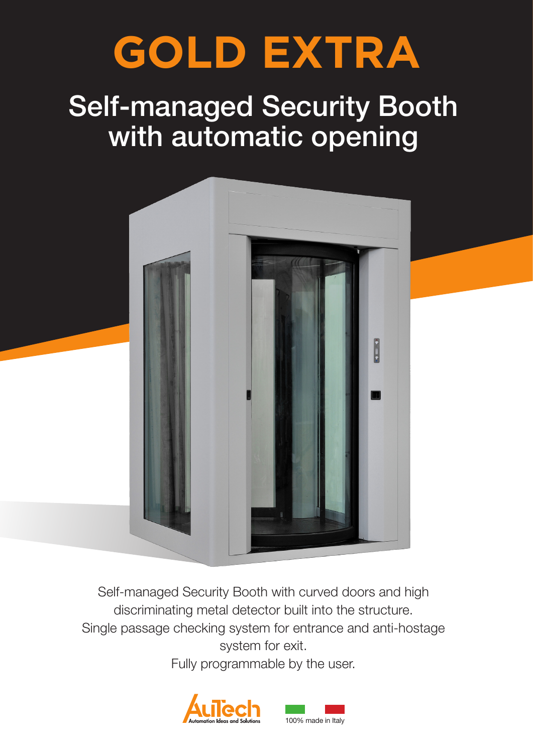# GOLD EXTRA

## Self-managed Security Booth with automatic opening

Self-managed Security Booth with curved doors and high discriminating metal detector built into the structure.
Single passage checking system for entrance and anti-hostage system for exit.
Fully programmable by the user.

AuTech Automation Ideas and Solutions

100% made in Italy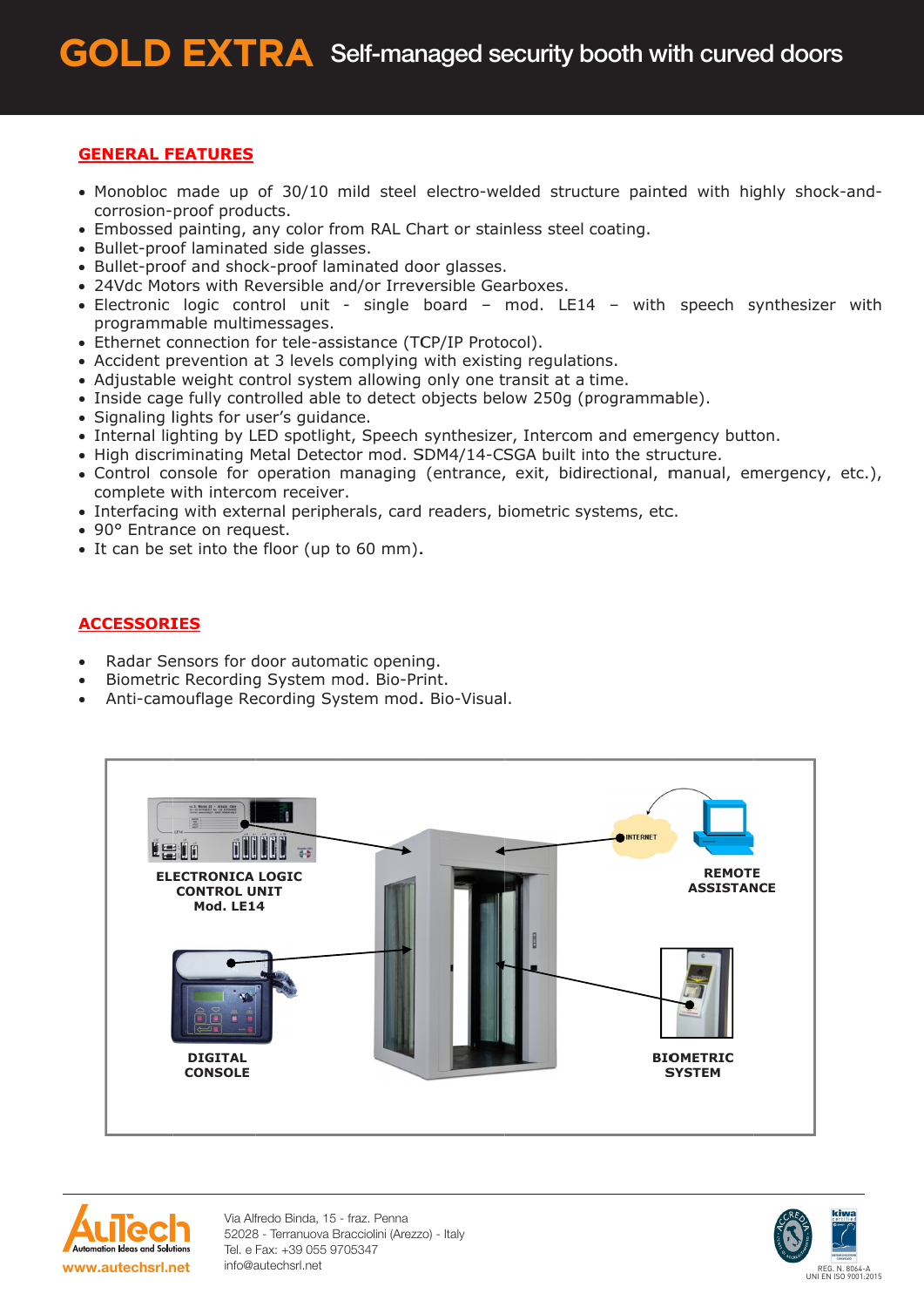# GOLD EXTRA Self-managed security booth with curved doors

## GENERAL FEATURES

- Monobloc made up of 30/10 mild steel electro-welded structure painted with highly shock-and-corrosion-proof products.
- Embossed painting, any color from RAL Chart or stainless steel coating.
- Bullet-proof laminated side glasses.
- Bullet-proof and shock-proof laminated door glasses.
- 24Vdc Motors with Reversible and/or Irreversible Gearboxes.
- Electronic logic control unit - single board – mod. LE14 – with speech synthesizer with programmable multimessages.
- Ethernet connection for tele-assistance (TCP/IP Protocol).
- Accident prevention at 3 levels complying with existing regulations.
- Adjustable weight control system allowing only one transit at a time.
- Inside cage fully controlled able to detect objects below 250g (programmable).
- Signaling lights for user's guidance.
- Internal lighting by LED spotlight, Speech synthesizer, Intercom and emergency button.
- High discriminating Metal Detector mod. SDM4/14-CSGA built into the structure.
- Control console for operation managing (entrance, exit, bidirectional, manual, emergency, etc.), complete with intercom receiver.
- Interfacing with external peripherals, card readers, biometric systems, etc.
- 90° Entrance on request.
- It can be set into the floor (up to 60 mm).

## ACCESSORIES

- Radar Sensors for door automatic opening.
- Biometric Recording System mod. Bio-Print.
- Anti-camouflage Recording System mod. Bio-Visual.

ELECTRONICA LOGIC CONTROL UNIT Mod. LE14

REMOTE ASSISTANCE

DIGITAL CONSOLE

BIOMETRIC SYSTEM

AuTech Automation Ideas and Solutions
www.autechsrl.net

Via Alfredo Binda, 15 - fraz. Penna
52028 - Terranuova Bracciolini (Arezzo) - Italy
Tel. e Fax: +39 055 9705347
info@autechsrl.net

REG. N. 8064-A
UNI EN ISO 9001:2015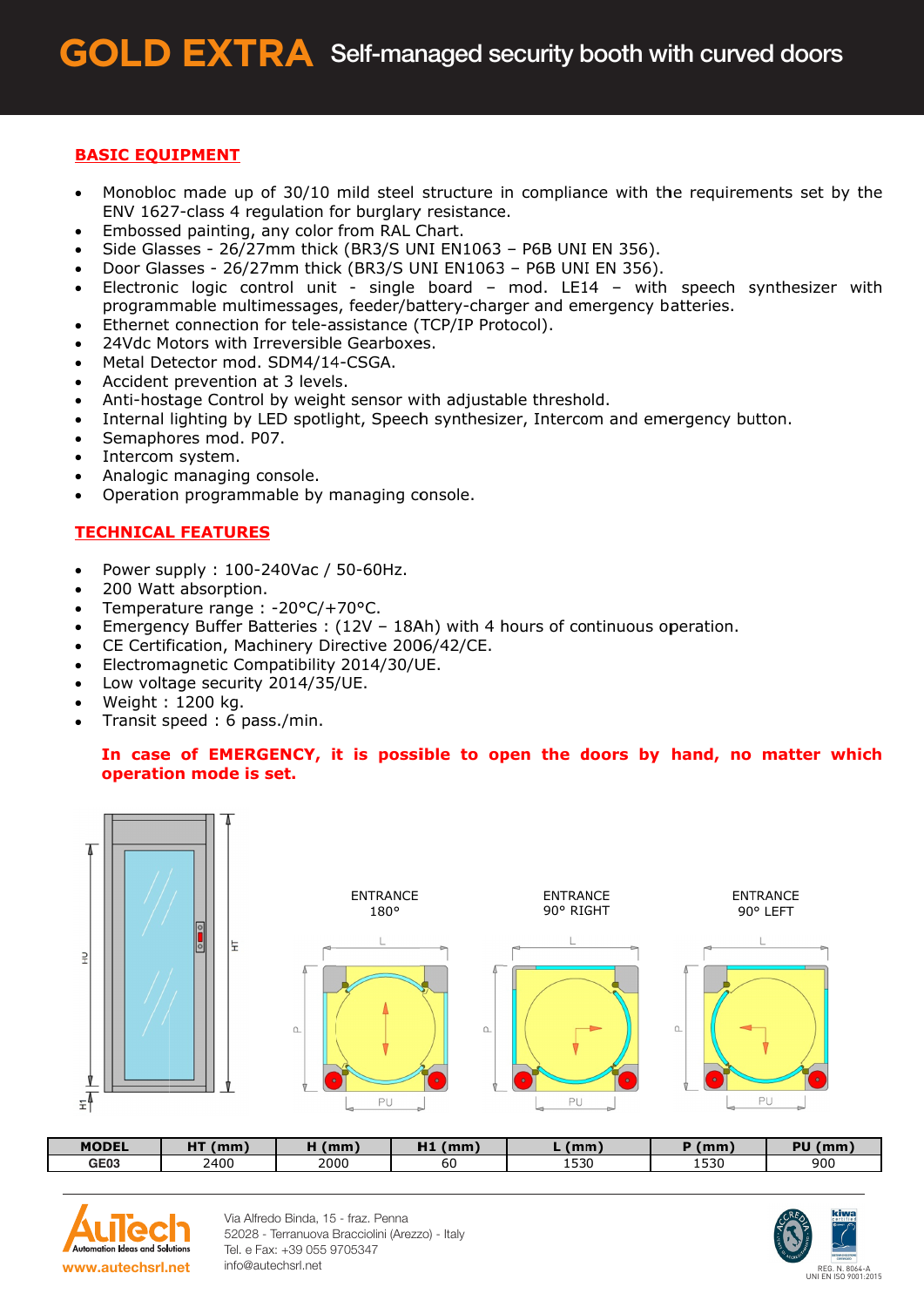# GOLD EXTRA Self-managed security booth with curved doors

## BASIC EQUIPMENT

- Monobloc made up of 30/10 mild steel structure in compliance with the requirements set by the ENV 1627-class 4 regulation for burglary resistance.
- Embossed painting, any color from RAL Chart.
- Side Glasses - 26/27mm thick (BR3/S UNI EN1063 – P6B UNI EN 356).
- Door Glasses - 26/27mm thick (BR3/S UNI EN1063 – P6B UNI EN 356).
- Electronic logic control unit - single board – mod. LE14 – with speech synthesizer with programmable multimessages, feeder/battery-charger and emergency batteries.
- Ethernet connection for tele-assistance (TCP/IP Protocol).
- 24Vdc Motors with Irreversible Gearboxes.
- Metal Detector mod. SDM4/14-CSGA.
- Accident prevention at 3 levels.
- Anti-hostage Control by weight sensor with adjustable threshold.
- Internal lighting by LED spotlight, Speech synthesizer, Intercom and emergency button.
- Semaphores mod. P07.
- Intercom system.
- Analogic managing console.
- Operation programmable by managing console.

## TECHNICAL FEATURES

- Power supply : 100-240Vac / 50-60Hz.
- 200 Watt absorption.
- Temperature range : -20°C/+70°C.
- Emergency Buffer Batteries : (12V – 18Ah) with 4 hours of continuous operation.
- CE Certification, Machinery Directive 2006/42/CE.
- Electromagnetic Compatibility 2014/30/UE.
- Low voltage security 2014/35/UE.
- Weight : 1200 kg.
- Transit speed : 6 pass./min.

**In case of EMERGENCY, it is possible to open the doors by hand, no matter which operation mode is set.**

H1
HU
HT

ENTRANCE 180°

ENTRANCE 90° RIGHT

ENTRANCE 90° LEFT

L
P
PU

| MODEL | HT (mm) | H (mm) | H1 (mm) | L (mm) | P (mm) | PU (mm) |
|---|---|---|---|---|---|---|
| GE03 | 2400 | 2000 | 60 | 1530 | 1530 | 900 |

AuTech Automation Ideas and Solutions
www.autechsrl.net

Via Alfredo Binda, 15 - fraz. Penna
52028 - Terranuova Bracciolini (Arezzo) - Italy
Tel. e Fax: +39 055 9705347
info@autechsrl.net

REG. N. 8064-A
UNI EN ISO 9001:2015